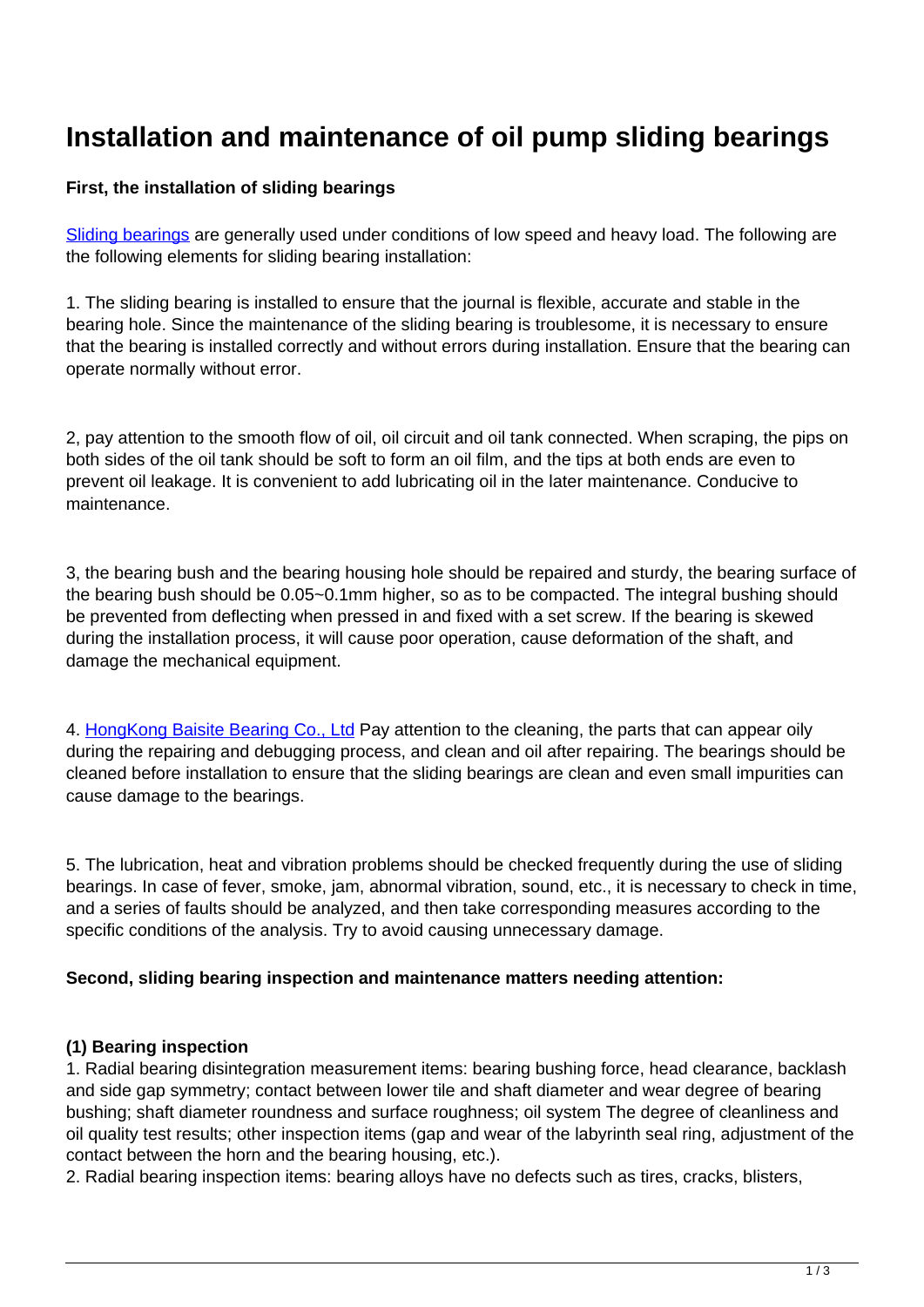# Installation and maintenance of oil pump sliding bearings

**First, the installation of sliding bearings**

Sliding bearings are generally used under conditions of low speed and heavy load. The following are the following elements for sliding bearing installation:

1. The sliding bearing is installed to ensure that the journal is flexible, accurate and stable in the bearing hole. Since the maintenance of the sliding bearing is troublesome, it is necessary to ensure that the bearing is installed correctly and without errors during installation. Ensure that the bearing can operate normally without error.

2, pay attention to the smooth flow of oil, oil circuit and oil tank connected. When scraping, the pips on both sides of the oil tank should be soft to form an oil film, and the tips at both ends are even to prevent oil leakage. It is convenient to add lubricating oil in the later maintenance. Conducive to maintenance.

3, the bearing bush and the bearing housing hole should be repaired and sturdy, the bearing surface of the bearing bush should be 0.05~0.1mm higher, so as to be compacted. The integral bushing should be prevented from deflecting when pressed in and fixed with a set screw. If the bearing is skewed during the installation process, it will cause poor operation, cause deformation of the shaft, and damage the mechanical equipment.

4. HongKong Baisite Bearing Co., Ltd Pay attention to the cleaning, the parts that can appear oily during the repairing and debugging process, and clean and oil after repairing. The bearings should be cleaned before installation to ensure that the sliding bearings are clean and even small impurities can cause damage to the bearings.

5. The lubrication, heat and vibration problems should be checked frequently during the use of sliding bearings. In case of fever, smoke, jam, abnormal vibration, sound, etc., it is necessary to check in time, and a series of faults should be analyzed, and then take corresponding measures according to the specific conditions of the analysis. Try to avoid causing unnecessary damage.

**Second, sliding bearing inspection and maintenance matters needing attention:**

**(1) Bearing inspection**

1. Radial bearing disintegration measurement items: bearing bushing force, head clearance, backlash and side gap symmetry; contact between lower tile and shaft diameter and wear degree of bearing bushing; shaft diameter roundness and surface roughness; oil system The degree of cleanliness and oil quality test results; other inspection items (gap and wear of the labyrinth seal ring, adjustment of the contact between the horn and the bearing housing, etc.).

2. Radial bearing inspection items: bearing alloys have no defects such as tires, cracks, blisters,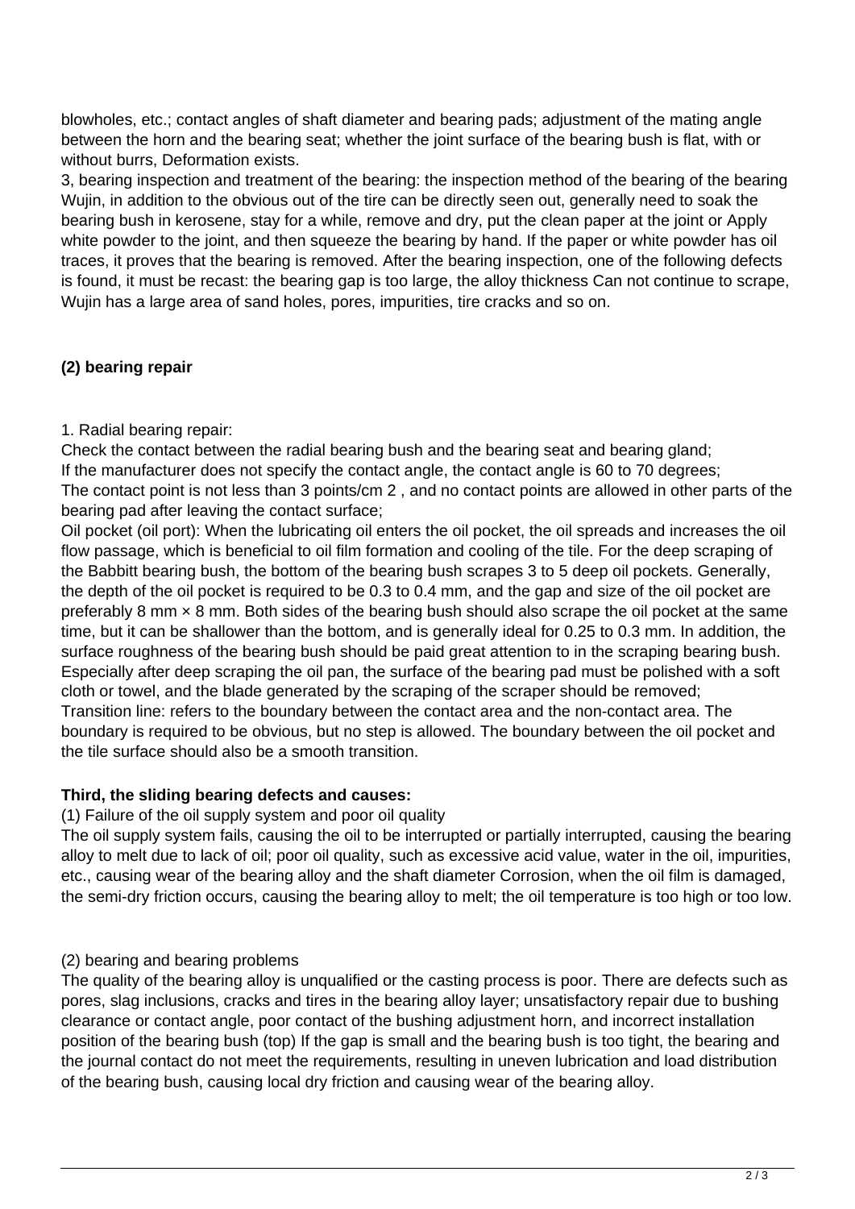blowholes, etc.; contact angles of shaft diameter and bearing pads; adjustment of the mating angle between the horn and the bearing seat; whether the joint surface of the bearing bush is flat, with or without burrs, Deformation exists.

3, bearing inspection and treatment of the bearing: the inspection method of the bearing of the bearing Wujin, in addition to the obvious out of the tire can be directly seen out, generally need to soak the bearing bush in kerosene, stay for a while, remove and dry, put the clean paper at the joint or Apply white powder to the joint, and then squeeze the bearing by hand. If the paper or white powder has oil traces, it proves that the bearing is removed. After the bearing inspection, one of the following defects is found, it must be recast: the bearing gap is too large, the alloy thickness Can not continue to scrape, Wujin has a large area of sand holes, pores, impurities, tire cracks and so on.

**(2) bearing repair**

1. Radial bearing repair:

Check the contact between the radial bearing bush and the bearing seat and bearing gland;

If the manufacturer does not specify the contact angle, the contact angle is 60 to 70 degrees;

The contact point is not less than 3 points/cm 2 , and no contact points are allowed in other parts of the bearing pad after leaving the contact surface;

Oil pocket (oil port): When the lubricating oil enters the oil pocket, the oil spreads and increases the oil flow passage, which is beneficial to oil film formation and cooling of the tile. For the deep scraping of the Babbitt bearing bush, the bottom of the bearing bush scrapes 3 to 5 deep oil pockets. Generally, the depth of the oil pocket is required to be 0.3 to 0.4 mm, and the gap and size of the oil pocket are preferably 8 mm × 8 mm. Both sides of the bearing bush should also scrape the oil pocket at the same time, but it can be shallower than the bottom, and is generally ideal for 0.25 to 0.3 mm. In addition, the surface roughness of the bearing bush should be paid great attention to in the scraping bearing bush. Especially after deep scraping the oil pan, the surface of the bearing pad must be polished with a soft cloth or towel, and the blade generated by the scraping of the scraper should be removed;

Transition line: refers to the boundary between the contact area and the non-contact area. The boundary is required to be obvious, but no step is allowed. The boundary between the oil pocket and the tile surface should also be a smooth transition.

**Third, the sliding bearing defects and causes:**

(1) Failure of the oil supply system and poor oil quality

The oil supply system fails, causing the oil to be interrupted or partially interrupted, causing the bearing alloy to melt due to lack of oil; poor oil quality, such as excessive acid value, water in the oil, impurities, etc., causing wear of the bearing alloy and the shaft diameter Corrosion, when the oil film is damaged, the semi-dry friction occurs, causing the bearing alloy to melt; the oil temperature is too high or too low.

(2) bearing and bearing problems

The quality of the bearing alloy is unqualified or the casting process is poor. There are defects such as pores, slag inclusions, cracks and tires in the bearing alloy layer; unsatisfactory repair due to bushing clearance or contact angle, poor contact of the bushing adjustment horn, and incorrect installation position of the bearing bush (top) If the gap is small and the bearing bush is too tight, the bearing and the journal contact do not meet the requirements, resulting in uneven lubrication and load distribution of the bearing bush, causing local dry friction and causing wear of the bearing alloy.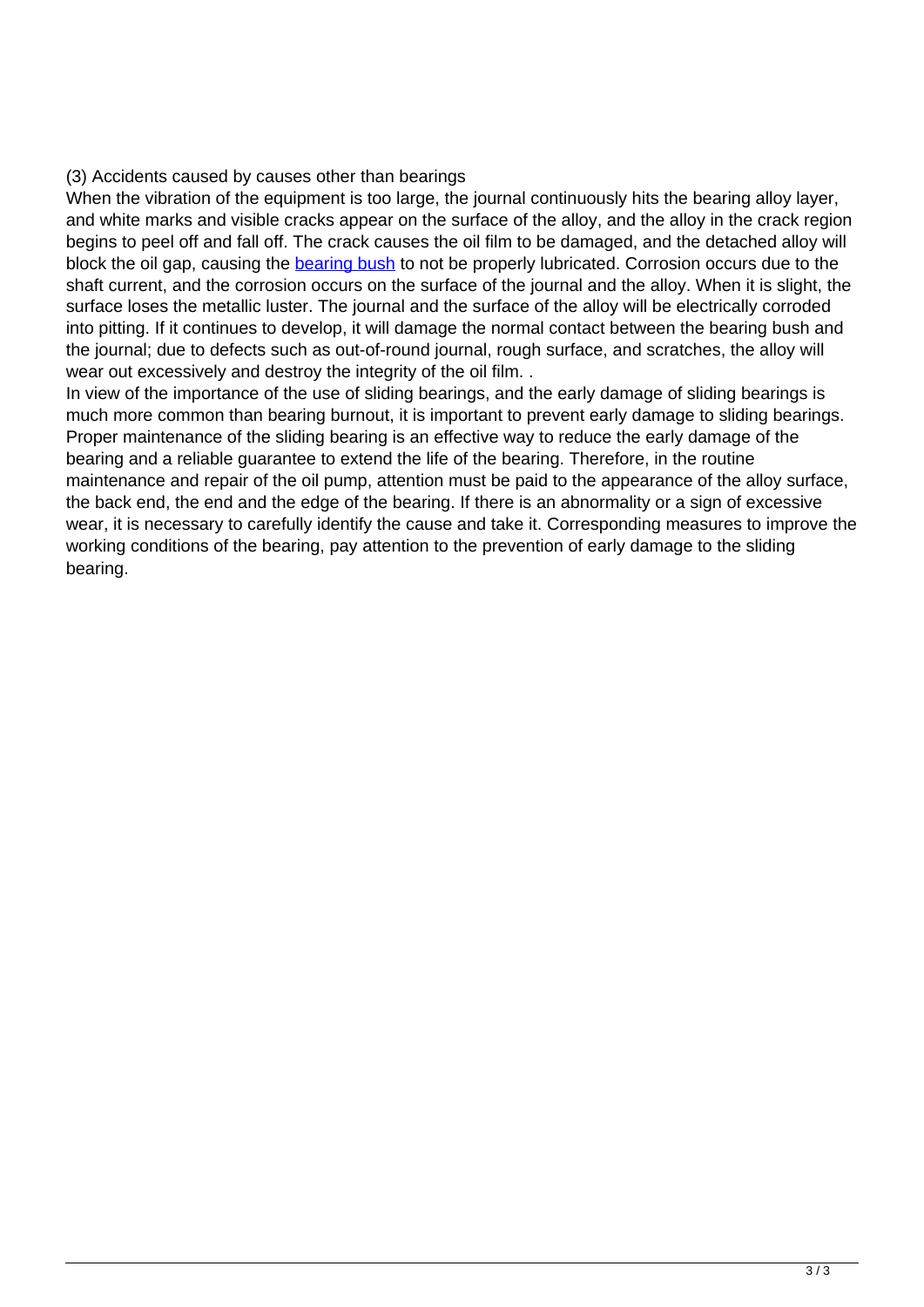(3) Accidents caused by causes other than bearings

When the vibration of the equipment is too large, the journal continuously hits the bearing alloy layer, and white marks and visible cracks appear on the surface of the alloy, and the alloy in the crack region begins to peel off and fall off. The crack causes the oil film to be damaged, and the detached alloy will block the oil gap, causing the bearing bush to not be properly lubricated. Corrosion occurs due to the shaft current, and the corrosion occurs on the surface of the journal and the alloy. When it is slight, the surface loses the metallic luster. The journal and the surface of the alloy will be electrically corroded into pitting. If it continues to develop, it will damage the normal contact between the bearing bush and the journal; due to defects such as out-of-round journal, rough surface, and scratches, the alloy will wear out excessively and destroy the integrity of the oil film. .

In view of the importance of the use of sliding bearings, and the early damage of sliding bearings is much more common than bearing burnout, it is important to prevent early damage to sliding bearings. Proper maintenance of the sliding bearing is an effective way to reduce the early damage of the bearing and a reliable guarantee to extend the life of the bearing. Therefore, in the routine maintenance and repair of the oil pump, attention must be paid to the appearance of the alloy surface, the back end, the end and the edge of the bearing. If there is an abnormality or a sign of excessive wear, it is necessary to carefully identify the cause and take it. Corresponding measures to improve the working conditions of the bearing, pay attention to the prevention of early damage to the sliding bearing.